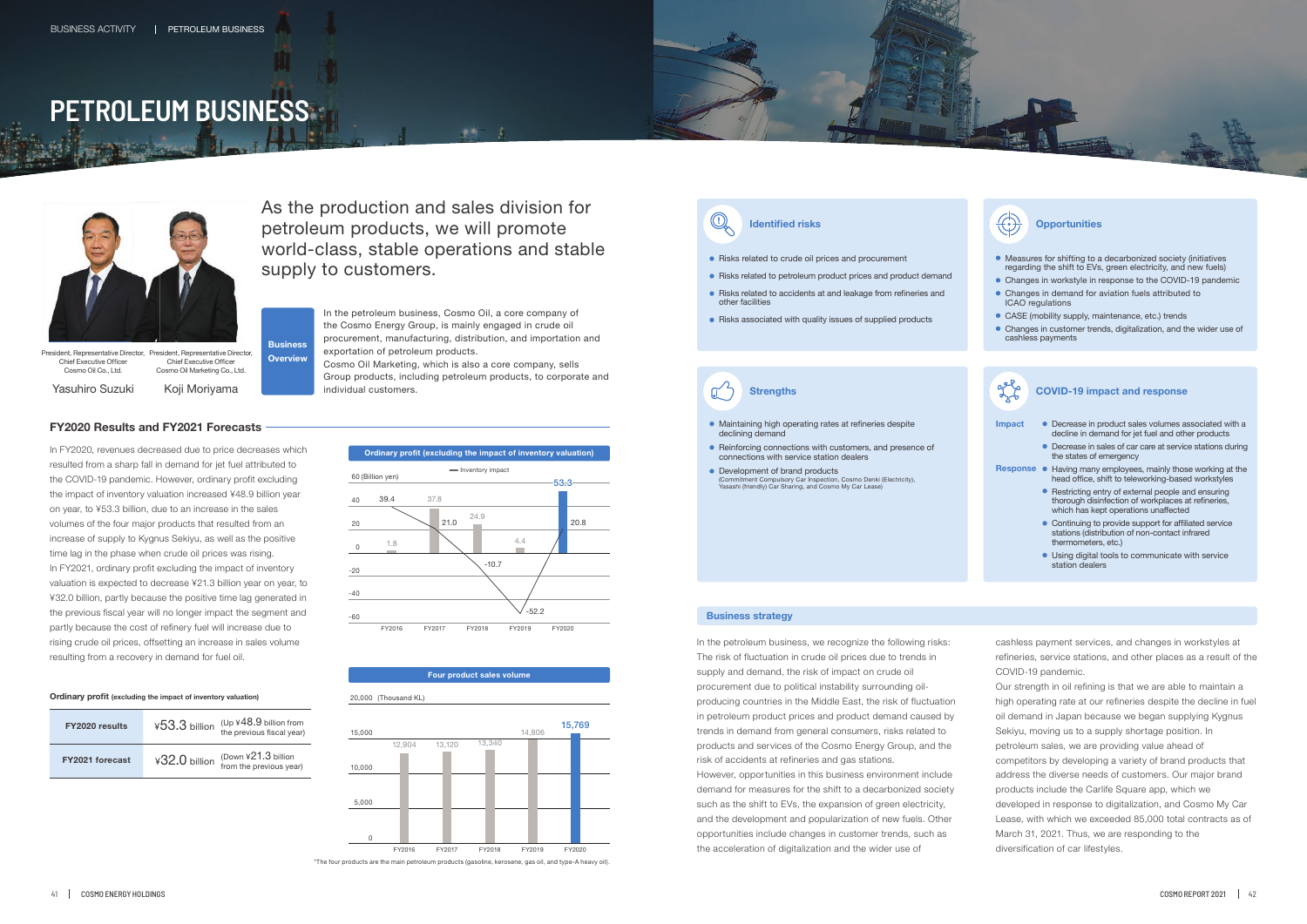# PETROLEUM BUSINESS

President, Representative Director, Chief Executive Officer
Cosmo Oil Co., Ltd.
Yasuhiro Suzuki

President, Representative Director, Chief Executive Officer
Cosmo Oil Marketing Co., Ltd.
Koji Moriyama

As the production and sales division for petroleum products, we will promote world-class, stable operations and stable supply to customers.

**Business Overview**

In the petroleum business, Cosmo Oil, a core company of the Cosmo Energy Group, is mainly engaged in crude oil procurement, manufacturing, distribution, and importation and exportation of petroleum products.
Cosmo Oil Marketing, which is also a core company, sells Group products, including petroleum products, to corporate and individual customers.

## FY2020 Results and FY2021 Forecasts

In FY2020, revenues decreased due to price decreases which resulted from a sharp fall in demand for jet fuel attributed to the COVID-19 pandemic. However, ordinary profit excluding the impact of inventory valuation increased ¥48.9 billion year on year, to ¥53.3 billion, due to an increase in the sales volumes of the four major products that resulted from an increase of supply to Kygnus Sekiyu, as well as the positive time lag in the phase when crude oil prices was rising.
In FY2021, ordinary profit excluding the impact of inventory valuation is expected to decrease ¥21.3 billion year on year, to ¥32.0 billion, partly because the positive time lag generated in the previous fiscal year will no longer impact the segment and partly because the cost of refinery fuel will increase due to rising crude oil prices, offsetting an increase in sales volume resulting from a recovery in demand for fuel oil.

**Ordinary profit** (excluding the impact of inventory valuation)

| | | |
|---|---|---|
| FY2020 results | ¥53.3 billion | (Up ¥48.9 billion from the previous fiscal year) |
| FY2021 forecast | ¥32.0 billion | (Down ¥21.3 billion from the previous year) |

**Ordinary profit (excluding the impact of inventory valuation)**

(Billion yen)

| | FY2016 | FY2017 | FY2018 | FY2019 | FY2020 |
|---|---|---|---|---|---|
| Ordinary profit (excluding inventory impact) | 39.4 | 37.8 | 24.9 | 4.4 | 53.3 |
| Inventory impact | 1.8 | 21.0 | -10.7 | -52.2 | 20.8 |

**Four product sales volume**

(Thousand KL)

| FY2016 | FY2017 | FY2018 | FY2019 | FY2020 |
|---|---|---|---|---|
| 12,904 | 13,120 | 13,340 | 14,806 | 15,769 |

*The four products are the main petroleum products (gasoline, kerosene, gas oil, and type-A heavy oil).

### Identified risks

- Risks related to crude oil prices and procurement
- Risks related to petroleum product prices and product demand
- Risks related to accidents at and leakage from refineries and other facilities
- Risks associated with quality issues of supplied products

### Opportunities

- Measures for shifting to a decarbonized society (initiatives regarding the shift to EVs, green electricity, and new fuels)
- Changes in workstyle in response to the COVID-19 pandemic
- Changes in demand for aviation fuels attributed to ICAO regulations
- CASE (mobility supply, maintenance, etc.) trends
- Changes in customer trends, digitalization, and the wider use of cashless payments

### Strengths

- Maintaining high operating rates at refineries despite declining demand
- Reinforcing connections with customers, and presence of connections with service station dealers
- Development of brand products
  (Commitment Compulsory Car Inspection, Cosmo Denki (Electricity), Yasashi (friendly) Car Sharing, and Cosmo My Car Lease)

### COVID-19 impact and response

**Impact**
- Decrease in product sales volumes associated with a decline in demand for jet fuel and other products
- Decrease in sales of car care at service stations during the states of emergency

**Response**
- Having many employees, mainly those working at the head office, shift to teleworking-based workstyles
- Restricting entry of external people and ensuring thorough disinfection of workplaces at refineries, which has kept operations unaffected
- Continuing to provide support for affiliated service stations (distribution of non-contact infrared thermometers, etc.)
- Using digital tools to communicate with service station dealers

### Business strategy

In the petroleum business, we recognize the following risks: The risk of fluctuation in crude oil prices due to trends in supply and demand, the risk of impact on crude oil procurement due to political instability surrounding oil-producing countries in the Middle East, the risk of fluctuation in petroleum product prices and product demand caused by trends in demand from general consumers, risks related to products and services of the Cosmo Energy Group, and the risk of accidents at refineries and gas stations.
However, opportunities in this business environment include demand for measures for the shift to a decarbonized society such as the shift to EVs, the expansion of green electricity, and the development and popularization of new fuels. Other opportunities include changes in customer trends, such as the acceleration of digitalization and the wider use of cashless payment services, and changes in workstyles at refineries, service stations, and other places as a result of the COVID-19 pandemic.
Our strength in oil refining is that we are able to maintain a high operating rate at our refineries despite the decline in fuel oil demand in Japan because we began supplying Kygnus Sekiyu, moving us to a supply shortage position. In petroleum sales, we are providing value ahead of competitors by developing a variety of brand products that address the diverse needs of customers. Our major brand products include the Carlife Square app, which we developed in response to digitalization, and Cosmo My Car Lease, with which we exceeded 85,000 total contracts as of March 31, 2021. Thus, we are responding to the diversification of car lifestyles.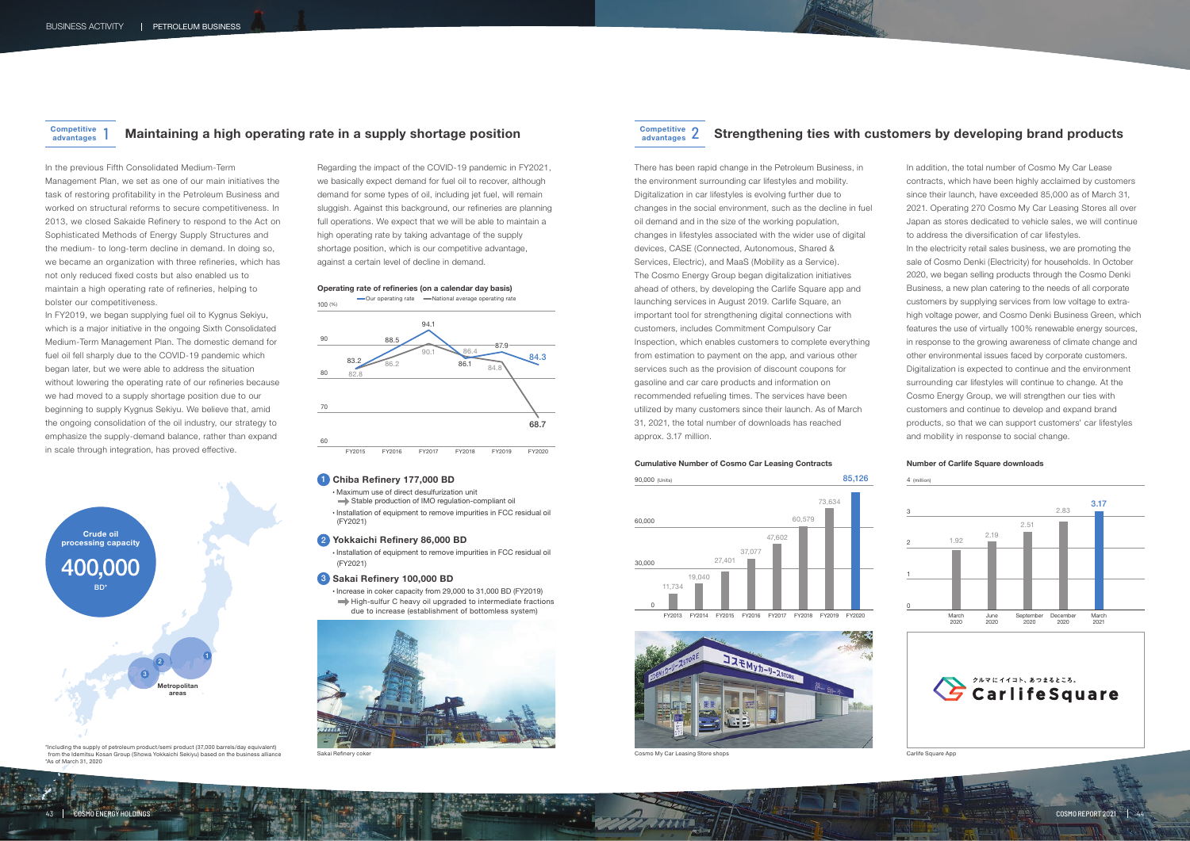## Competitive advantages 1 Maintaining a high operating rate in a supply shortage position

In the previous Fifth Consolidated Medium-Term Management Plan, we set as one of our main initiatives the task of restoring profitability in the Petroleum Business and worked on structural reforms to secure competitiveness. In 2013, we closed Sakaide Refinery to respond to the Act on Sophisticated Methods of Energy Supply Structures and the medium- to long-term decline in demand. In doing so, we became an organization with three refineries, which has not only reduced fixed costs but also enabled us to maintain a high operating rate of refineries, helping to bolster our competitiveness.

In FY2019, we began supplying fuel oil to Kygnus Sekiyu, which is a major initiative in the ongoing Sixth Consolidated Medium-Term Management Plan. The domestic demand for fuel oil fell sharply due to the COVID-19 pandemic which began later, but we were able to address the situation without lowering the operating rate of our refineries because we had moved to a supply shortage position due to our beginning to supply Kygnus Sekiyu. We believe that, amid the ongoing consolidation of the oil industry, our strategy to emphasize the supply-demand balance, rather than expand in scale through integration, has proved effective.

Regarding the impact of the COVID-19 pandemic in FY2021, we basically expect demand for fuel oil to recover, although demand for some types of oil, including jet fuel, will remain sluggish. Against this background, our refineries are planning full operations. We expect that we will be able to maintain a high operating rate by taking advantage of the supply shortage position, which is our competitive advantage, against a certain level of decline in demand.

**Operating rate of refineries (on a calendar day basis)**

Our operating rate — National average operating rate

100 (%)
90
80
70
60

FY2015 FY2016 FY2017 FY2018 FY2019 FY2020

83.2, 82.8, 88.5, 86.2, 94.1, 90.1, 86.4, 86.1, 87.9, 84.8, 84.3, 68.7

Crude oil processing capacity
400,000 BD*

Metropolitan areas

*Including the supply of petroleum product/semi product (37,000 barrels/day equivalent) from the Idemitsu Kosan Group (Showa Yokkaichi Sekiyu) based on the business alliance
*As of March 31, 2020

**1 Chiba Refinery 177,000 BD**

- Maximum use of direct desulfurization unit
  → Stable production of IMO regulation-compliant oil
- Installation of equipment to remove impurities in FCC residual oil (FY2021)

**2 Yokkaichi Refinery 86,000 BD**

- Installation of equipment to remove impurities in FCC residual oil (FY2021)

**3 Sakai Refinery 100,000 BD**

- Increase in coker capacity from 29,000 to 31,000 BD (FY2019)
  → High-sulfur C heavy oil upgraded to intermediate fractions due to increase (establishment of bottomless system)

Sakai Refinery coker

## Competitive advantages 2 Strengthening ties with customers by developing brand products

There has been rapid change in the Petroleum Business, in the environment surrounding car lifestyles and mobility. Digitalization in car lifestyles is evolving further due to changes in the social environment, such as the decline in fuel oil demand and in the size of the working population, changes in lifestyles associated with the wider use of digital devices, CASE (Connected, Autonomous, Shared & Services, Electric), and MaaS (Mobility as a Service). The Cosmo Energy Group began digitalization initiatives ahead of others, by developing the Carlife Square app and launching services in August 2019. Carlife Square, an important tool for strengthening digital connections with customers, includes Commitment Compulsory Car Inspection, which enables customers to complete everything from estimation to payment on the app, and various other services such as the provision of discount coupons for gasoline and car care products and information on recommended refueling times. The services have been utilized by many customers since their launch. As of March 31, 2021, the total number of downloads has reached approx. 3.17 million.

In addition, the total number of Cosmo My Car Lease contracts, which have been highly acclaimed by customers since their launch, have exceeded 85,000 as of March 31, 2021. Operating 270 Cosmo My Car Leasing Stores all over Japan as stores dedicated to vehicle sales, we will continue to address the diversification of car lifestyles.

In the electricity retail sales business, we are promoting the sale of Cosmo Denki (Electricity) for households. In October 2020, we began selling products through the Cosmo Denki Business, a new plan catering to the needs of all corporate customers by supplying services from low voltage to extra-high voltage power, and Cosmo Denki Business Green, which features the use of virtually 100% renewable energy sources, in response to the growing awareness of climate change and other environmental issues faced by corporate customers. Digitalization is expected to continue and the environment surrounding car lifestyles will continue to change. At the Cosmo Energy Group, we will strengthen our ties with customers and continue to develop and expand brand products, so that we can support customers' car lifestyles and mobility in response to social change.

**Cumulative Number of Cosmo Car Leasing Contracts**

90,000 (Units)
60,000
30,000
0

FY2013 FY2014 FY2015 FY2016 FY2017 FY2018 FY2019 FY2020

11,734, 19,040, 27,401, 37,077, 47,602, 60,579, 73,634, 85,126

Cosmo My Car Leasing Store shops

**Number of Carlife Square downloads**

4 (million)
3
2
1
0

March 2020, June 2020, September 2020, December 2020, March 2021

1.92, 2.19, 2.51, 2.83, 3.17

Carlife Square App